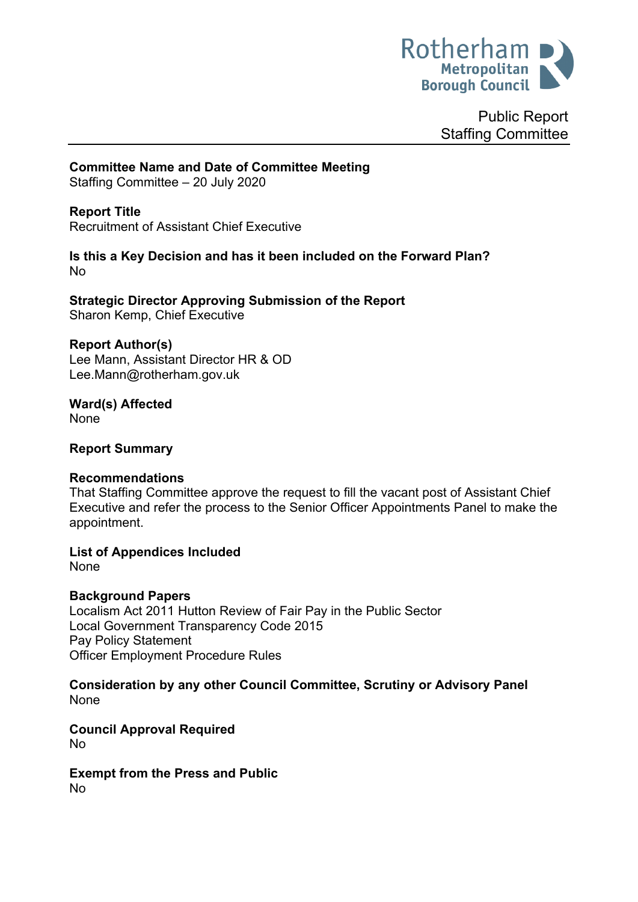Rotherham Metropolitan Borough Council

Public Report
Staffing Committee

**Committee Name and Date of Committee Meeting**
Staffing Committee – 20 July 2020

**Report Title**
Recruitment of Assistant Chief Executive

**Is this a Key Decision and has it been included on the Forward Plan?**
No

**Strategic Director Approving Submission of the Report**
Sharon Kemp, Chief Executive

**Report Author(s)**
Lee Mann, Assistant Director HR & OD
Lee.Mann@rotherham.gov.uk

**Ward(s) Affected**
None

**Report Summary**

**Recommendations**
That Staffing Committee approve the request to fill the vacant post of Assistant Chief Executive and refer the process to the Senior Officer Appointments Panel to make the appointment.

**List of Appendices Included**
None

**Background Papers**
Localism Act 2011 Hutton Review of Fair Pay in the Public Sector
Local Government Transparency Code 2015
Pay Policy Statement
Officer Employment Procedure Rules

**Consideration by any other Council Committee, Scrutiny or Advisory Panel**
None

**Council Approval Required**
No

**Exempt from the Press and Public**
No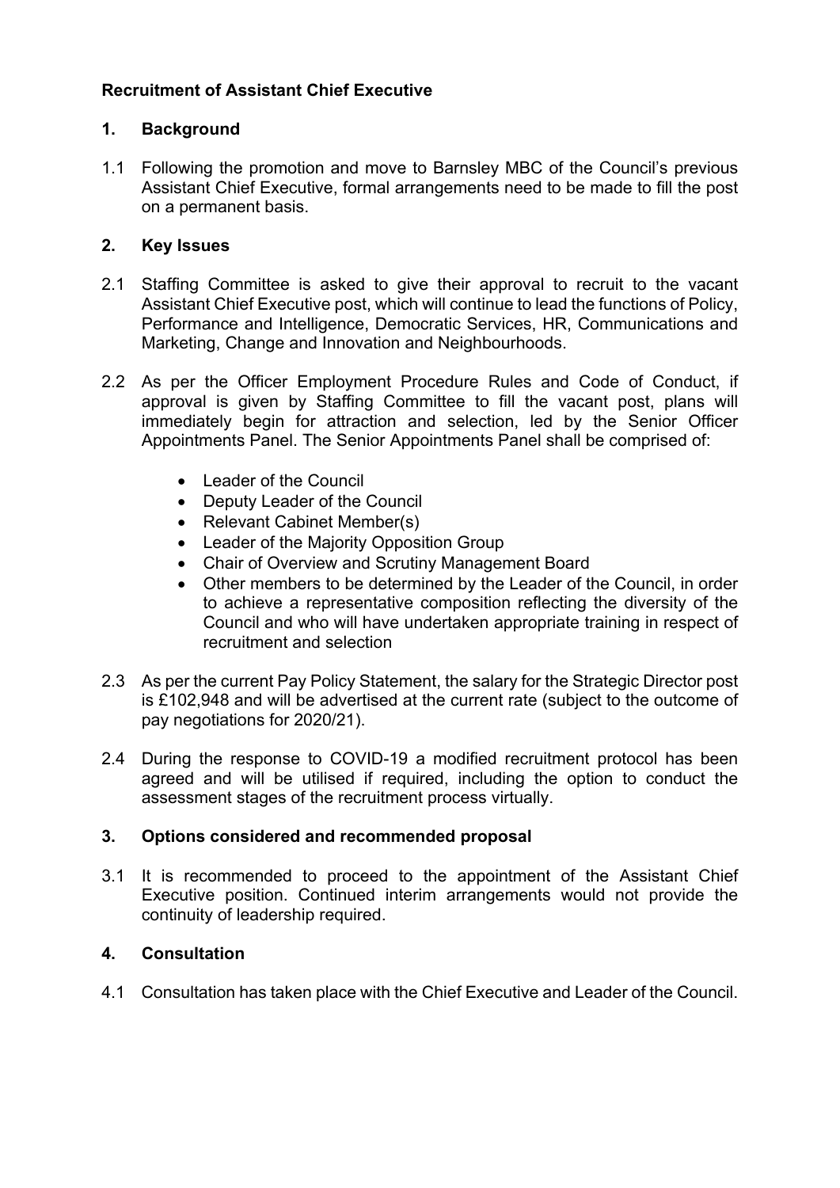**Recruitment of Assistant Chief Executive**

**1. Background**

1.1 Following the promotion and move to Barnsley MBC of the Council's previous Assistant Chief Executive, formal arrangements need to be made to fill the post on a permanent basis.

**2. Key Issues**

2.1 Staffing Committee is asked to give their approval to recruit to the vacant Assistant Chief Executive post, which will continue to lead the functions of Policy, Performance and Intelligence, Democratic Services, HR, Communications and Marketing, Change and Innovation and Neighbourhoods.

2.2 As per the Officer Employment Procedure Rules and Code of Conduct, if approval is given by Staffing Committee to fill the vacant post, plans will immediately begin for attraction and selection, led by the Senior Officer Appointments Panel. The Senior Appointments Panel shall be comprised of:

- Leader of the Council
- Deputy Leader of the Council
- Relevant Cabinet Member(s)
- Leader of the Majority Opposition Group
- Chair of Overview and Scrutiny Management Board
- Other members to be determined by the Leader of the Council, in order to achieve a representative composition reflecting the diversity of the Council and who will have undertaken appropriate training in respect of recruitment and selection

2.3 As per the current Pay Policy Statement, the salary for the Strategic Director post is £102,948 and will be advertised at the current rate (subject to the outcome of pay negotiations for 2020/21).

2.4 During the response to COVID-19 a modified recruitment protocol has been agreed and will be utilised if required, including the option to conduct the assessment stages of the recruitment process virtually.

**3. Options considered and recommended proposal**

3.1 It is recommended to proceed to the appointment of the Assistant Chief Executive position. Continued interim arrangements would not provide the continuity of leadership required.

**4. Consultation**

4.1 Consultation has taken place with the Chief Executive and Leader of the Council.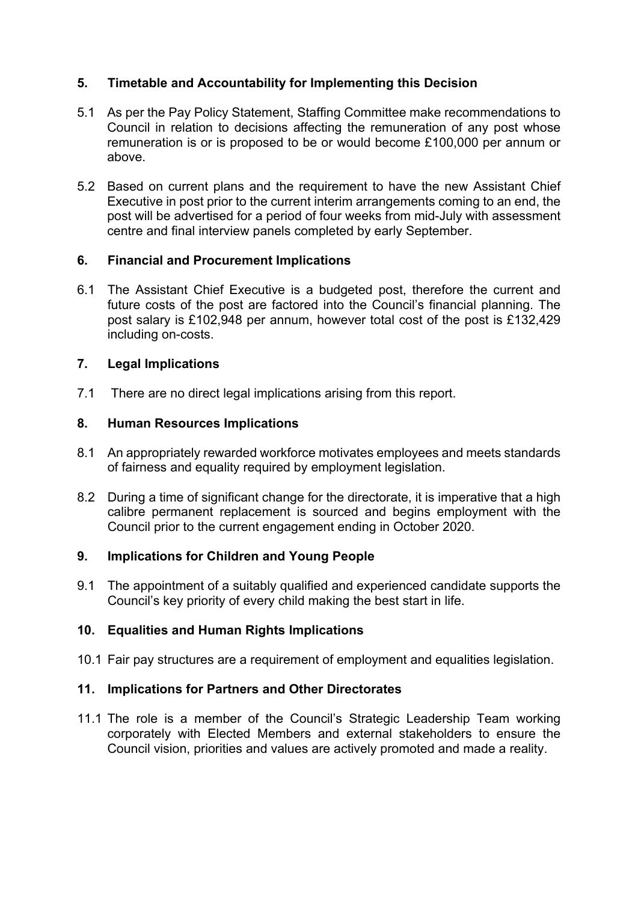## 5. Timetable and Accountability for Implementing this Decision

5.1 As per the Pay Policy Statement, Staffing Committee make recommendations to Council in relation to decisions affecting the remuneration of any post whose remuneration is or is proposed to be or would become £100,000 per annum or above.

5.2 Based on current plans and the requirement to have the new Assistant Chief Executive in post prior to the current interim arrangements coming to an end, the post will be advertised for a period of four weeks from mid-July with assessment centre and final interview panels completed by early September.

## 6. Financial and Procurement Implications

6.1 The Assistant Chief Executive is a budgeted post, therefore the current and future costs of the post are factored into the Council's financial planning. The post salary is £102,948 per annum, however total cost of the post is £132,429 including on-costs.

## 7. Legal Implications

7.1 There are no direct legal implications arising from this report.

## 8. Human Resources Implications

8.1 An appropriately rewarded workforce motivates employees and meets standards of fairness and equality required by employment legislation.

8.2 During a time of significant change for the directorate, it is imperative that a high calibre permanent replacement is sourced and begins employment with the Council prior to the current engagement ending in October 2020.

## 9. Implications for Children and Young People

9.1 The appointment of a suitably qualified and experienced candidate supports the Council's key priority of every child making the best start in life.

## 10. Equalities and Human Rights Implications

10.1 Fair pay structures are a requirement of employment and equalities legislation.

## 11. Implications for Partners and Other Directorates

11.1 The role is a member of the Council's Strategic Leadership Team working corporately with Elected Members and external stakeholders to ensure the Council vision, priorities and values are actively promoted and made a reality.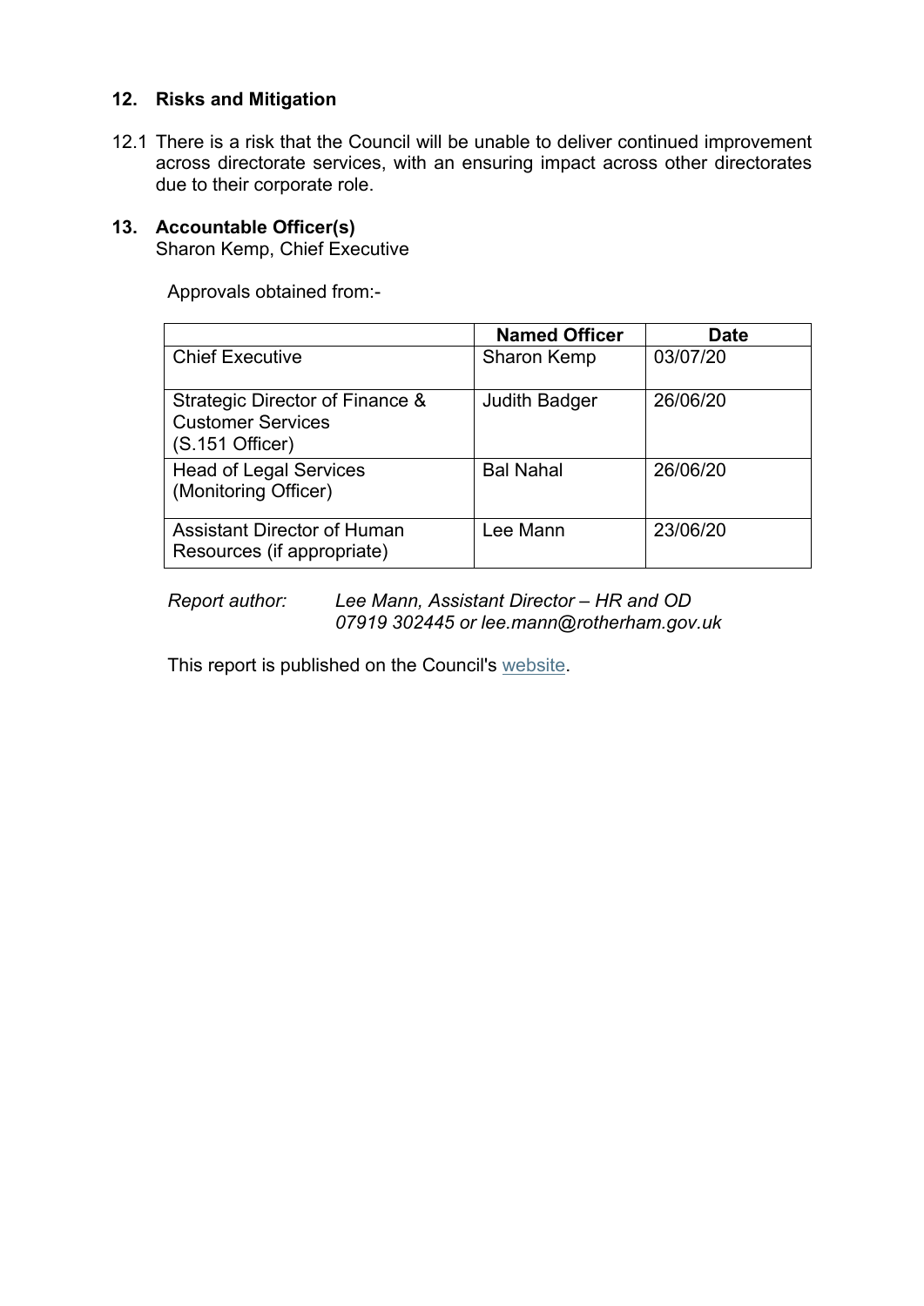## 12. Risks and Mitigation

12.1 There is a risk that the Council will be unable to deliver continued improvement across directorate services, with an ensuring impact across other directorates due to their corporate role.

## 13. Accountable Officer(s)

Sharon Kemp, Chief Executive

Approvals obtained from:-

| | Named Officer | Date |
|---|---|---|
| Chief Executive | Sharon Kemp | 03/07/20 |
| Strategic Director of Finance & Customer Services (S.151 Officer) | Judith Badger | 26/06/20 |
| Head of Legal Services (Monitoring Officer) | Bal Nahal | 26/06/20 |
| Assistant Director of Human Resources (if appropriate) | Lee Mann | 23/06/20 |

*Report author:* *Lee Mann, Assistant Director – HR and OD*
*07919 302445 or lee.mann@rotherham.gov.uk*

This report is published on the Council's website.